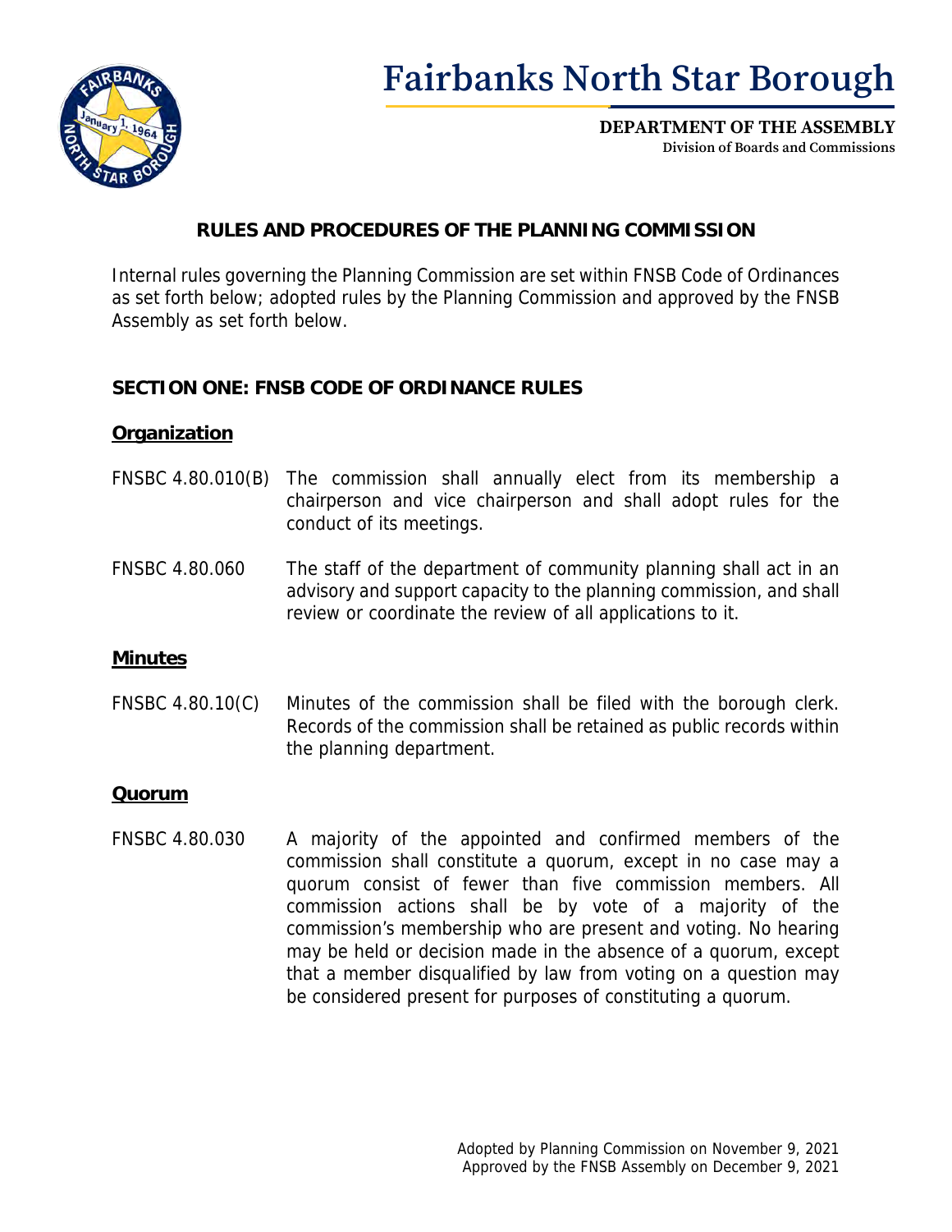# Fairbanks North Star Borough

**DEPARTMENT OF THE ASSEMBLY**
**Division of Boards and Commissions**

## RULES AND PROCEDURES OF THE PLANNING COMMISSION

Internal rules governing the Planning Commission are set within FNSB Code of Ordinances as set forth below; adopted rules by the Planning Commission and approved by the FNSB Assembly as set forth below.

### SECTION ONE: FNSB CODE OF ORDINANCE RULES

#### Organization

FNSBC 4.80.010(B) The commission shall annually elect from its membership a chairperson and vice chairperson and shall adopt rules for the conduct of its meetings.

FNSBC 4.80.060 The staff of the department of community planning shall act in an advisory and support capacity to the planning commission, and shall review or coordinate the review of all applications to it.

#### Minutes

FNSBC 4.80.10(C) Minutes of the commission shall be filed with the borough clerk. Records of the commission shall be retained as public records within the planning department.

#### Quorum

FNSBC 4.80.030 A majority of the appointed and confirmed members of the commission shall constitute a quorum, except in no case may a quorum consist of fewer than five commission members. All commission actions shall be by vote of a majority of the commission's membership who are present and voting. No hearing may be held or decision made in the absence of a quorum, except that a member disqualified by law from voting on a question may be considered present for purposes of constituting a quorum.

Adopted by Planning Commission on November 9, 2021
Approved by the FNSB Assembly on December 9, 2021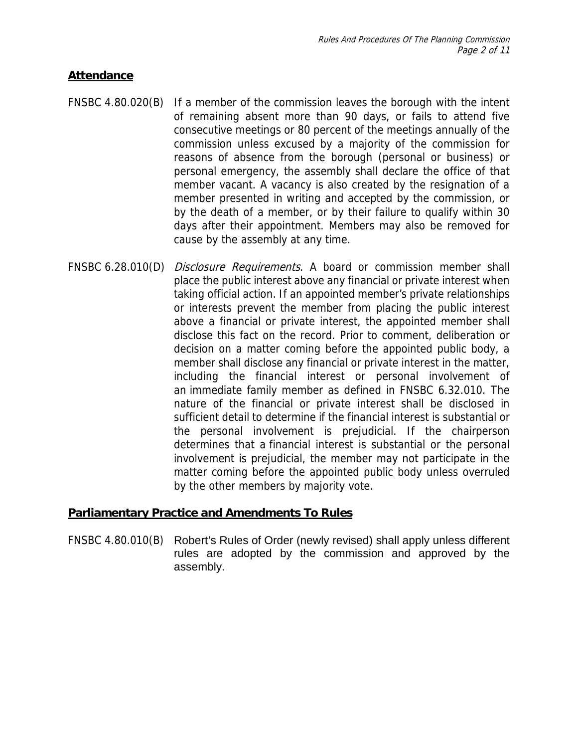## Attendance

FNSBC 4.80.020(B) If a member of the commission leaves the borough with the intent of remaining absent more than 90 days, or fails to attend five consecutive meetings or 80 percent of the meetings annually of the commission unless excused by a majority of the commission for reasons of absence from the borough (personal or business) or personal emergency, the assembly shall declare the office of that member vacant. A vacancy is also created by the resignation of a member presented in writing and accepted by the commission, or by the death of a member, or by their failure to qualify within 30 days after their appointment. Members may also be removed for cause by the assembly at any time.

FNSBC 6.28.010(D) *Disclosure Requirements*. A board or commission member shall place the public interest above any financial or private interest when taking official action. If an appointed member's private relationships or interests prevent the member from placing the public interest above a financial or private interest, the appointed member shall disclose this fact on the record. Prior to comment, deliberation or decision on a matter coming before the appointed public body, a member shall disclose any financial or private interest in the matter, including the financial interest or personal involvement of an immediate family member as defined in FNSBC 6.32.010. The nature of the financial or private interest shall be disclosed in sufficient detail to determine if the financial interest is substantial or the personal involvement is prejudicial. If the chairperson determines that a financial interest is substantial or the personal involvement is prejudicial, the member may not participate in the matter coming before the appointed public body unless overruled by the other members by majority vote.

## Parliamentary Practice and Amendments To Rules

FNSBC 4.80.010(B) Robert's Rules of Order (newly revised) shall apply unless different rules are adopted by the commission and approved by the assembly.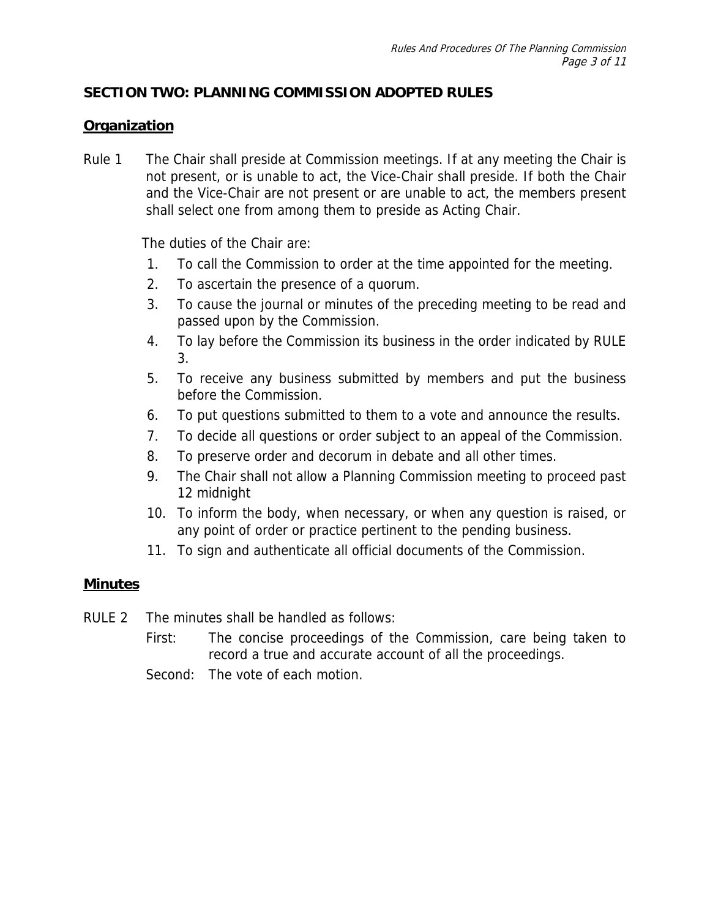## SECTION TWO: PLANNING COMMISSION ADOPTED RULES

### Organization

Rule 1 The Chair shall preside at Commission meetings. If at any meeting the Chair is not present, or is unable to act, the Vice-Chair shall preside. If both the Chair and the Vice-Chair are not present or are unable to act, the members present shall select one from among them to preside as Acting Chair.

The duties of the Chair are:

1. To call the Commission to order at the time appointed for the meeting.
2. To ascertain the presence of a quorum.
3. To cause the journal or minutes of the preceding meeting to be read and passed upon by the Commission.
4. To lay before the Commission its business in the order indicated by RULE 3.
5. To receive any business submitted by members and put the business before the Commission.
6. To put questions submitted to them to a vote and announce the results.
7. To decide all questions or order subject to an appeal of the Commission.
8. To preserve order and decorum in debate and all other times.
9. The Chair shall not allow a Planning Commission meeting to proceed past 12 midnight
10. To inform the body, when necessary, or when any question is raised, or any point of order or practice pertinent to the pending business.
11. To sign and authenticate all official documents of the Commission.

### Minutes

RULE 2 The minutes shall be handled as follows:

First: The concise proceedings of the Commission, care being taken to record a true and accurate account of all the proceedings.

Second: The vote of each motion.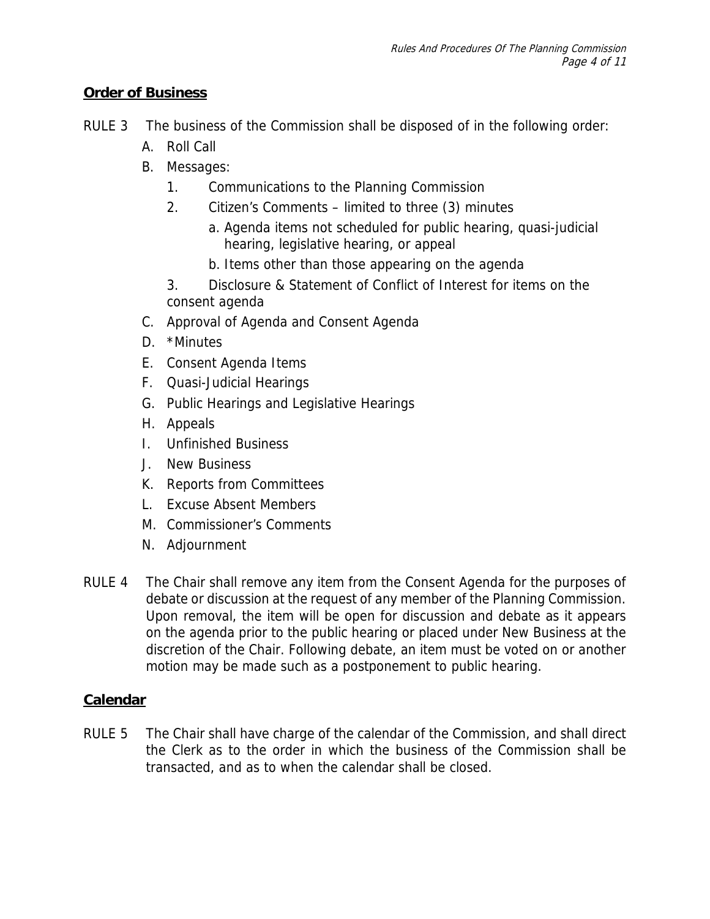## Order of Business

RULE 3 The business of the Commission shall be disposed of in the following order:

A. Roll Call
B. Messages:
   1. Communications to the Planning Commission
   2. Citizen's Comments – limited to three (3) minutes
      a. Agenda items not scheduled for public hearing, quasi-judicial hearing, legislative hearing, or appeal
      b. Items other than those appearing on the agenda
   3. Disclosure & Statement of Conflict of Interest for items on the consent agenda
C. Approval of Agenda and Consent Agenda
D. *Minutes
E. Consent Agenda Items
F. Quasi-Judicial Hearings
G. Public Hearings and Legislative Hearings
H. Appeals
I. Unfinished Business
J. New Business
K. Reports from Committees
L. Excuse Absent Members
M. Commissioner's Comments
N. Adjournment

RULE 4 The Chair shall remove any item from the Consent Agenda for the purposes of debate or discussion at the request of any member of the Planning Commission. Upon removal, the item will be open for discussion and debate as it appears on the agenda prior to the public hearing or placed under New Business at the discretion of the Chair. Following debate, an item must be voted on or another motion may be made such as a postponement to public hearing.

## Calendar

RULE 5 The Chair shall have charge of the calendar of the Commission, and shall direct the Clerk as to the order in which the business of the Commission shall be transacted, and as to when the calendar shall be closed.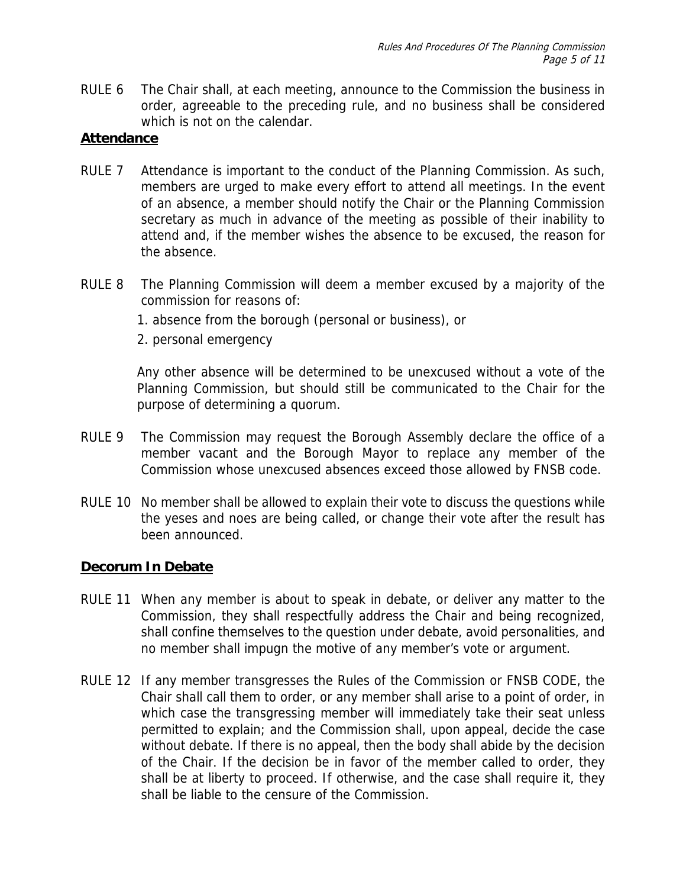RULE 6 The Chair shall, at each meeting, announce to the Commission the business in order, agreeable to the preceding rule, and no business shall be considered which is not on the calendar.

## Attendance

RULE 7 Attendance is important to the conduct of the Planning Commission. As such, members are urged to make every effort to attend all meetings. In the event of an absence, a member should notify the Chair or the Planning Commission secretary as much in advance of the meeting as possible of their inability to attend and, if the member wishes the absence to be excused, the reason for the absence.

RULE 8 The Planning Commission will deem a member excused by a majority of the commission for reasons of:

1. absence from the borough (personal or business), or
2. personal emergency

Any other absence will be determined to be unexcused without a vote of the Planning Commission, but should still be communicated to the Chair for the purpose of determining a quorum.

RULE 9 The Commission may request the Borough Assembly declare the office of a member vacant and the Borough Mayor to replace any member of the Commission whose unexcused absences exceed those allowed by FNSB code.

RULE 10 No member shall be allowed to explain their vote to discuss the questions while the yeses and noes are being called, or change their vote after the result has been announced.

## Decorum In Debate

RULE 11 When any member is about to speak in debate, or deliver any matter to the Commission, they shall respectfully address the Chair and being recognized, shall confine themselves to the question under debate, avoid personalities, and no member shall impugn the motive of any member's vote or argument.

RULE 12 If any member transgresses the Rules of the Commission or FNSB CODE, the Chair shall call them to order, or any member shall arise to a point of order, in which case the transgressing member will immediately take their seat unless permitted to explain; and the Commission shall, upon appeal, decide the case without debate. If there is no appeal, then the body shall abide by the decision of the Chair. If the decision be in favor of the member called to order, they shall be at liberty to proceed. If otherwise, and the case shall require it, they shall be liable to the censure of the Commission.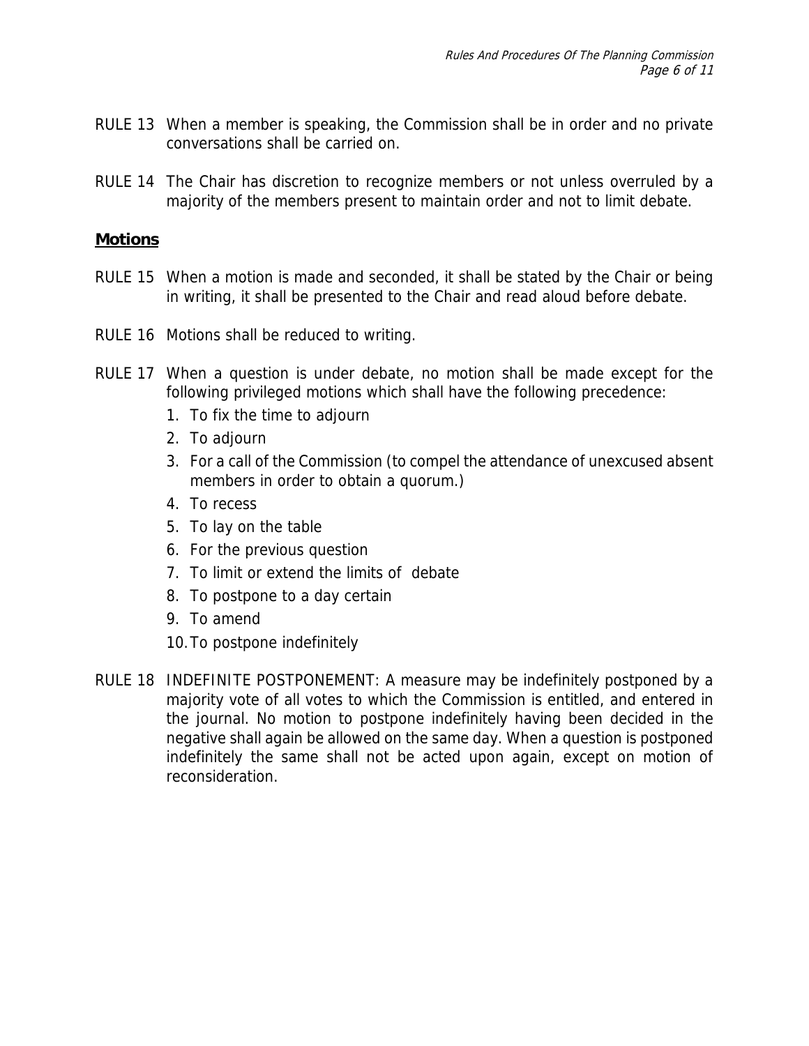RULE 13 When a member is speaking, the Commission shall be in order and no private conversations shall be carried on.

RULE 14 The Chair has discretion to recognize members or not unless overruled by a majority of the members present to maintain order and not to limit debate.

## Motions

RULE 15 When a motion is made and seconded, it shall be stated by the Chair or being in writing, it shall be presented to the Chair and read aloud before debate.

RULE 16 Motions shall be reduced to writing.

RULE 17 When a question is under debate, no motion shall be made except for the following privileged motions which shall have the following precedence:

1. To fix the time to adjourn
2. To adjourn
3. For a call of the Commission (to compel the attendance of unexcused absent members in order to obtain a quorum.)
4. To recess
5. To lay on the table
6. For the previous question
7. To limit or extend the limits of debate
8. To postpone to a day certain
9. To amend
10. To postpone indefinitely

RULE 18 INDEFINITE POSTPONEMENT: A measure may be indefinitely postponed by a majority vote of all votes to which the Commission is entitled, and entered in the journal. No motion to postpone indefinitely having been decided in the negative shall again be allowed on the same day. When a question is postponed indefinitely the same shall not be acted upon again, except on motion of reconsideration.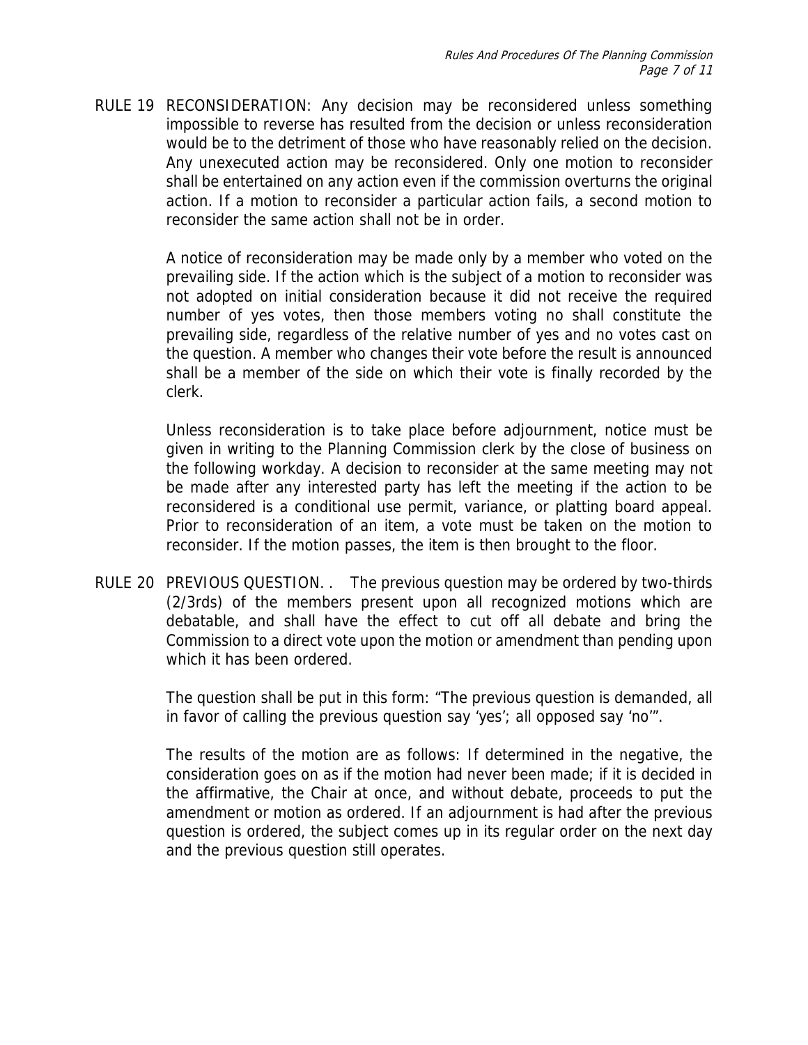RULE 19 RECONSIDERATION: Any decision may be reconsidered unless something impossible to reverse has resulted from the decision or unless reconsideration would be to the detriment of those who have reasonably relied on the decision. Any unexecuted action may be reconsidered. Only one motion to reconsider shall be entertained on any action even if the commission overturns the original action. If a motion to reconsider a particular action fails, a second motion to reconsider the same action shall not be in order.

A notice of reconsideration may be made only by a member who voted on the prevailing side. If the action which is the subject of a motion to reconsider was not adopted on initial consideration because it did not receive the required number of yes votes, then those members voting no shall constitute the prevailing side, regardless of the relative number of yes and no votes cast on the question. A member who changes their vote before the result is announced shall be a member of the side on which their vote is finally recorded by the clerk.

Unless reconsideration is to take place before adjournment, notice must be given in writing to the Planning Commission clerk by the close of business on the following workday. A decision to reconsider at the same meeting may not be made after any interested party has left the meeting if the action to be reconsidered is a conditional use permit, variance, or platting board appeal. Prior to reconsideration of an item, a vote must be taken on the motion to reconsider. If the motion passes, the item is then brought to the floor.

RULE 20 PREVIOUS QUESTION. . The previous question may be ordered by two-thirds (2/3rds) of the members present upon all recognized motions which are debatable, and shall have the effect to cut off all debate and bring the Commission to a direct vote upon the motion or amendment than pending upon which it has been ordered.

The question shall be put in this form: "The previous question is demanded, all in favor of calling the previous question say 'yes'; all opposed say 'no'".

The results of the motion are as follows: If determined in the negative, the consideration goes on as if the motion had never been made; if it is decided in the affirmative, the Chair at once, and without debate, proceeds to put the amendment or motion as ordered. If an adjournment is had after the previous question is ordered, the subject comes up in its regular order on the next day and the previous question still operates.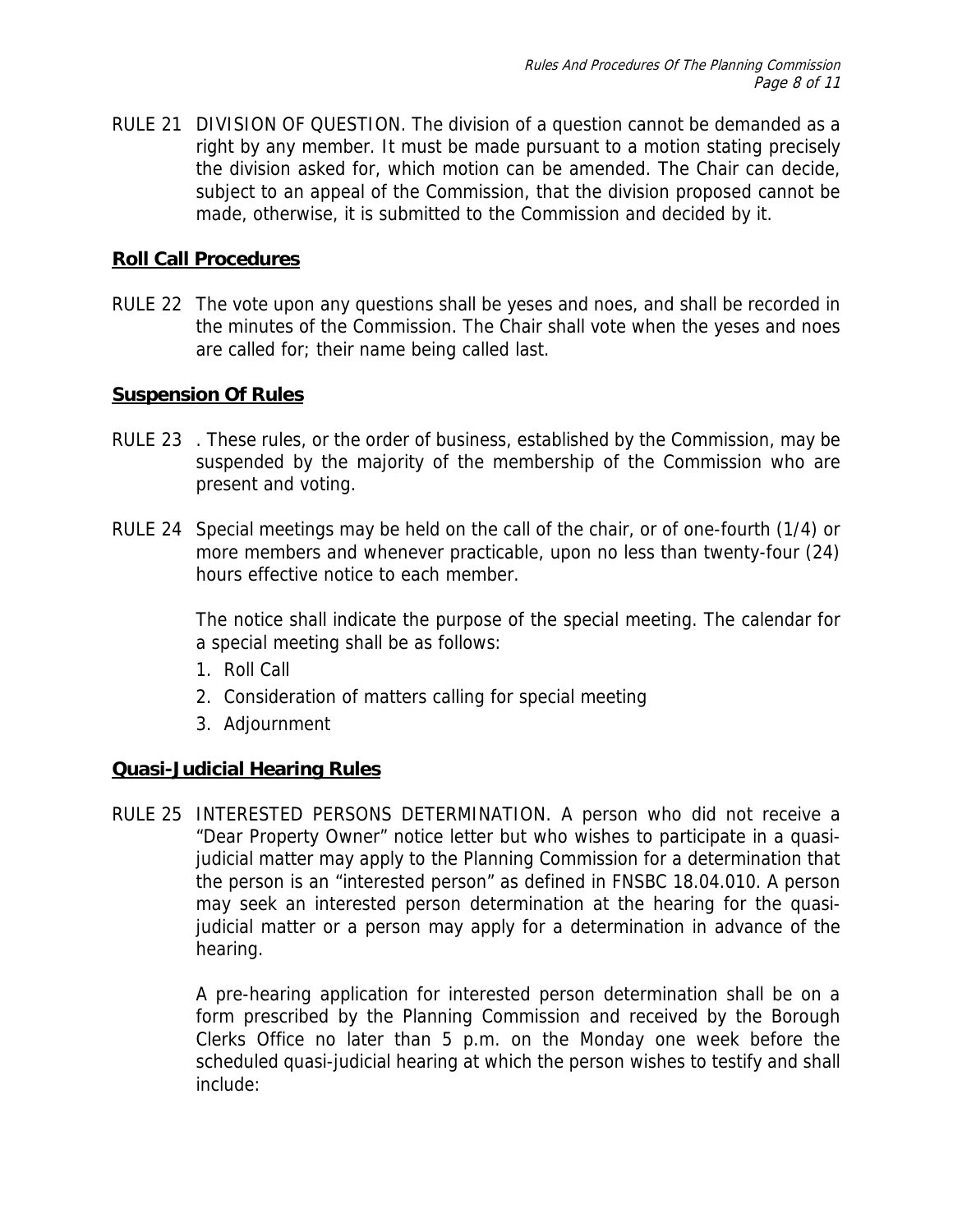RULE 21 DIVISION OF QUESTION. The division of a question cannot be demanded as a right by any member. It must be made pursuant to a motion stating precisely the division asked for, which motion can be amended. The Chair can decide, subject to an appeal of the Commission, that the division proposed cannot be made, otherwise, it is submitted to the Commission and decided by it.

## Roll Call Procedures

RULE 22 The vote upon any questions shall be yeses and noes, and shall be recorded in the minutes of the Commission. The Chair shall vote when the yeses and noes are called for; their name being called last.

## Suspension Of Rules

RULE 23 . These rules, or the order of business, established by the Commission, may be suspended by the majority of the membership of the Commission who are present and voting.

RULE 24 Special meetings may be held on the call of the chair, or of one-fourth (1/4) or more members and whenever practicable, upon no less than twenty-four (24) hours effective notice to each member.

The notice shall indicate the purpose of the special meeting. The calendar for a special meeting shall be as follows:

1. Roll Call
2. Consideration of matters calling for special meeting
3. Adjournment

## Quasi-Judicial Hearing Rules

RULE 25 INTERESTED PERSONS DETERMINATION. A person who did not receive a "Dear Property Owner" notice letter but who wishes to participate in a quasi-judicial matter may apply to the Planning Commission for a determination that the person is an "interested person" as defined in FNSBC 18.04.010. A person may seek an interested person determination at the hearing for the quasi-judicial matter or a person may apply for a determination in advance of the hearing.

A pre-hearing application for interested person determination shall be on a form prescribed by the Planning Commission and received by the Borough Clerks Office no later than 5 p.m. on the Monday one week before the scheduled quasi-judicial hearing at which the person wishes to testify and shall include: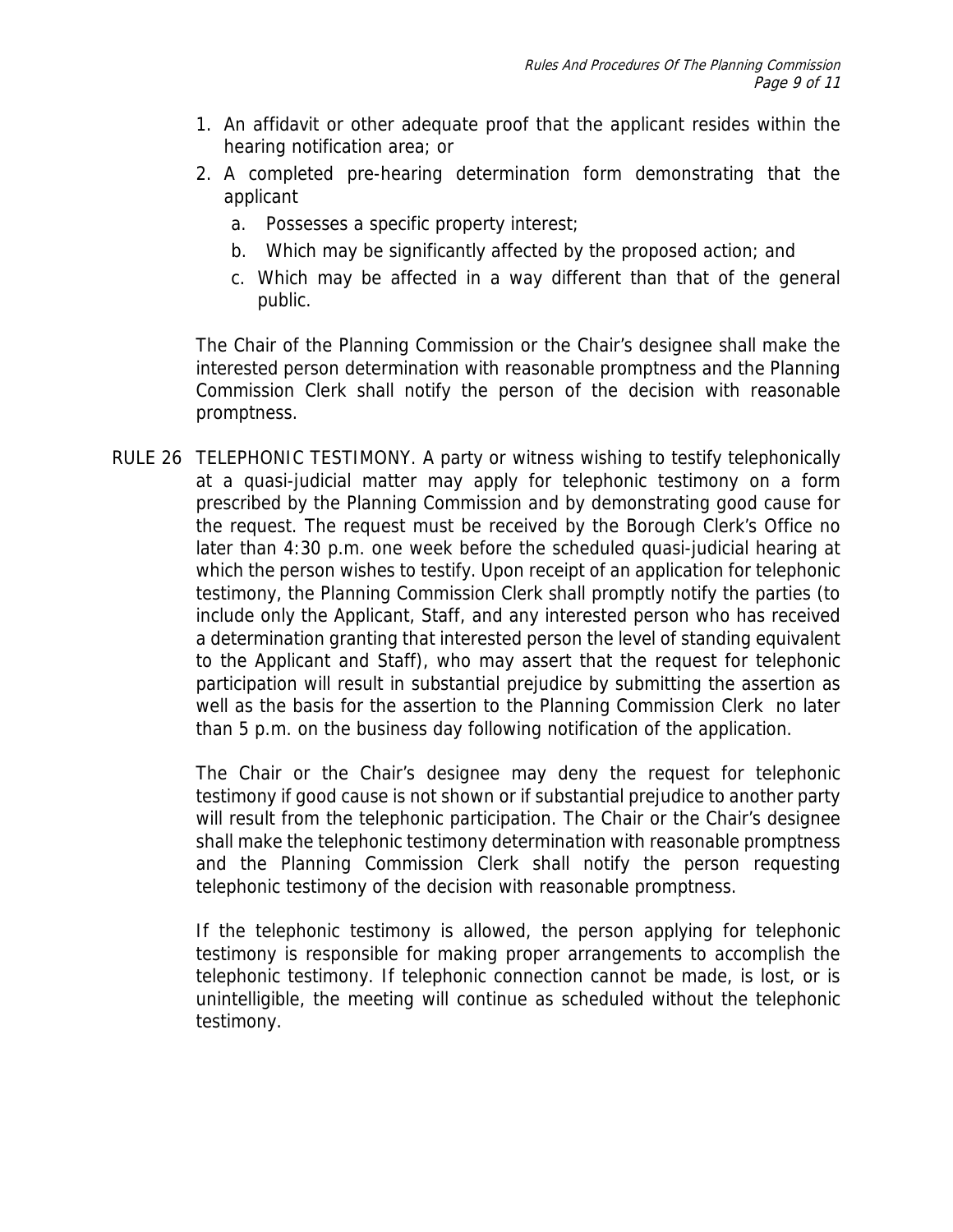1. An affidavit or other adequate proof that the applicant resides within the hearing notification area; or
2. A completed pre-hearing determination form demonstrating that the applicant
   a. Possesses a specific property interest;
   b. Which may be significantly affected by the proposed action; and
   c. Which may be affected in a way different than that of the general public.

The Chair of the Planning Commission or the Chair's designee shall make the interested person determination with reasonable promptness and the Planning Commission Clerk shall notify the person of the decision with reasonable promptness.

RULE 26 TELEPHONIC TESTIMONY. A party or witness wishing to testify telephonically at a quasi-judicial matter may apply for telephonic testimony on a form prescribed by the Planning Commission and by demonstrating good cause for the request. The request must be received by the Borough Clerk's Office no later than 4:30 p.m. one week before the scheduled quasi-judicial hearing at which the person wishes to testify. Upon receipt of an application for telephonic testimony, the Planning Commission Clerk shall promptly notify the parties (to include only the Applicant, Staff, and any interested person who has received a determination granting that interested person the level of standing equivalent to the Applicant and Staff), who may assert that the request for telephonic participation will result in substantial prejudice by submitting the assertion as well as the basis for the assertion to the Planning Commission Clerk no later than 5 p.m. on the business day following notification of the application.

The Chair or the Chair's designee may deny the request for telephonic testimony if good cause is not shown or if substantial prejudice to another party will result from the telephonic participation. The Chair or the Chair's designee shall make the telephonic testimony determination with reasonable promptness and the Planning Commission Clerk shall notify the person requesting telephonic testimony of the decision with reasonable promptness.

If the telephonic testimony is allowed, the person applying for telephonic testimony is responsible for making proper arrangements to accomplish the telephonic testimony. If telephonic connection cannot be made, is lost, or is unintelligible, the meeting will continue as scheduled without the telephonic testimony.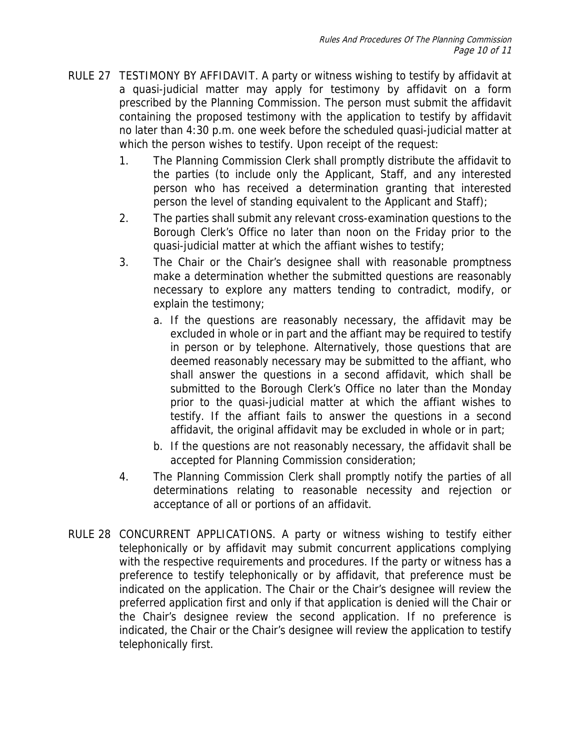RULE 27 TESTIMONY BY AFFIDAVIT. A party or witness wishing to testify by affidavit at a quasi-judicial matter may apply for testimony by affidavit on a form prescribed by the Planning Commission. The person must submit the affidavit containing the proposed testimony with the application to testify by affidavit no later than 4:30 p.m. one week before the scheduled quasi-judicial matter at which the person wishes to testify. Upon receipt of the request:

1. The Planning Commission Clerk shall promptly distribute the affidavit to the parties (to include only the Applicant, Staff, and any interested person who has received a determination granting that interested person the level of standing equivalent to the Applicant and Staff);
2. The parties shall submit any relevant cross-examination questions to the Borough Clerk's Office no later than noon on the Friday prior to the quasi-judicial matter at which the affiant wishes to testify;
3. The Chair or the Chair's designee shall with reasonable promptness make a determination whether the submitted questions are reasonably necessary to explore any matters tending to contradict, modify, or explain the testimony;
   a. If the questions are reasonably necessary, the affidavit may be excluded in whole or in part and the affiant may be required to testify in person or by telephone. Alternatively, those questions that are deemed reasonably necessary may be submitted to the affiant, who shall answer the questions in a second affidavit, which shall be submitted to the Borough Clerk's Office no later than the Monday prior to the quasi-judicial matter at which the affiant wishes to testify. If the affiant fails to answer the questions in a second affidavit, the original affidavit may be excluded in whole or in part;
   b. If the questions are not reasonably necessary, the affidavit shall be accepted for Planning Commission consideration;
4. The Planning Commission Clerk shall promptly notify the parties of all determinations relating to reasonable necessity and rejection or acceptance of all or portions of an affidavit.

RULE 28 CONCURRENT APPLICATIONS. A party or witness wishing to testify either telephonically or by affidavit may submit concurrent applications complying with the respective requirements and procedures. If the party or witness has a preference to testify telephonically or by affidavit, that preference must be indicated on the application. The Chair or the Chair's designee will review the preferred application first and only if that application is denied will the Chair or the Chair's designee review the second application. If no preference is indicated, the Chair or the Chair's designee will review the application to testify telephonically first.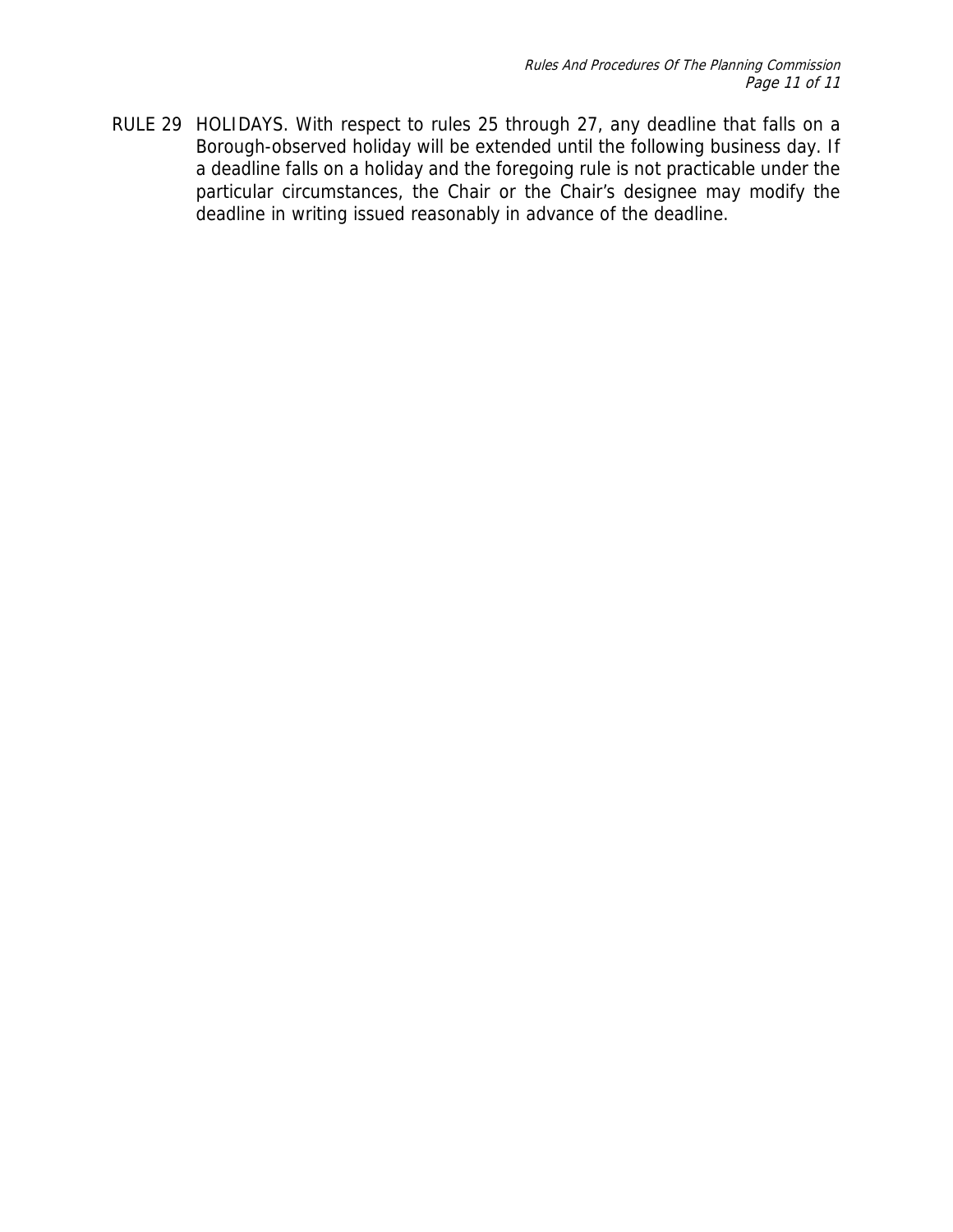RULE 29 HOLIDAYS. With respect to rules 25 through 27, any deadline that falls on a Borough-observed holiday will be extended until the following business day. If a deadline falls on a holiday and the foregoing rule is not practicable under the particular circumstances, the Chair or the Chair's designee may modify the deadline in writing issued reasonably in advance of the deadline.